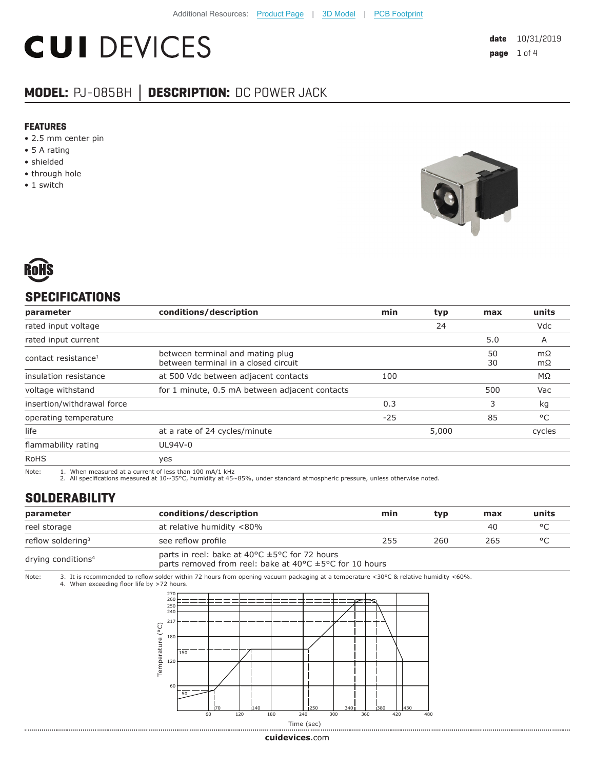Additional Resources: Product Page | 3D Model | PCB Footprint

# CUI DEVICES

date 10/31/2019

## MODEL: PJ-085BH │ DESCRIPTION: DC POWER JACK

### FEATURES

- 2.5 mm center pin
- 5 A rating
- shielded
- through hole
- 1 switch

RoHS

## SPECIFICATIONS

| parameter | conditions/description | min | typ | max | units |
|---|---|---|---|---|---|
| rated input voltage | | | 24 | | Vdc |
| rated input current | | | | 5.0 | A |
| contact resistance[1] | between terminal and mating plug<br>between terminal in a closed circuit | | | 50<br>30 | mΩ<br>mΩ |
| insulation resistance | at 500 Vdc between adjacent contacts | 100 | | | MΩ |
| voltage withstand | for 1 minute, 0.5 mA between adjacent contacts | | | 500 | Vac |
| insertion/withdrawal force | | 0.3 | | 3 | kg |
| operating temperature | | -25 | | 85 | °C |
| life | at a rate of 24 cycles/minute | | 5,000 | | cycles |
| flammability rating | UL94V-0 | | | | |
| RoHS | yes | | | | |

Note:
1. When measured at a current of less than 100 mA/1 kHz
2. All specifications measured at 10~35°C, humidity at 45~85%, under standard atmospheric pressure, unless otherwise noted.

## SOLDERABILITY

| parameter | conditions/description | min | typ | max | units |
|---|---|---|---|---|---|
| reel storage | at relative humidity <80% | | | 40 | °C |
| reflow soldering[3] | see reflow profile | 255 | 260 | 265 | °C |
| drying conditions[4] | parts in reel: bake at 40°C ±5°C for 72 hours<br>parts removed from reel: bake at 40°C ±5°C for 10 hours | | | | |

Note:
3. It is recommended to reflow solder within 72 hours from opening vacuum packaging at a temperature <30°C & relative humidity <60%.
4. When exceeding floor life by >72 hours.

Temperature (°C) vs. Time (sec) reflow profile

cuidevices.com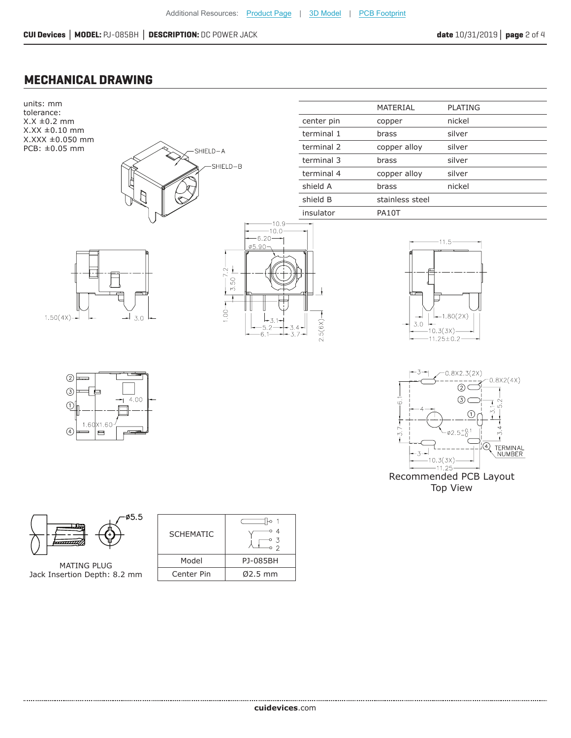## MECHANICAL DRAWING

units: mm
tolerance:
X.X ±0.2 mm
X.XX ±0.10 mm
X.XXX ±0.050 mm
PCB: ±0.05 mm

| | MATERIAL | PLATING |
|---|---|---|
| center pin | copper | nickel |
| terminal 1 | brass | silver |
| terminal 2 | copper alloy | silver |
| terminal 3 | brass | silver |
| terminal 4 | copper alloy | silver |
| shield A | brass | nickel |
| shield B | stainless steel | |
| insulator | PA10T | |

Recommended PCB Layout
Top View

MATING PLUG
Jack Insertion Depth: 8.2 mm

| SCHEMATIC | |
|---|---|
| Model | PJ-085BH |
| Center Pin | Ø2.5 mm |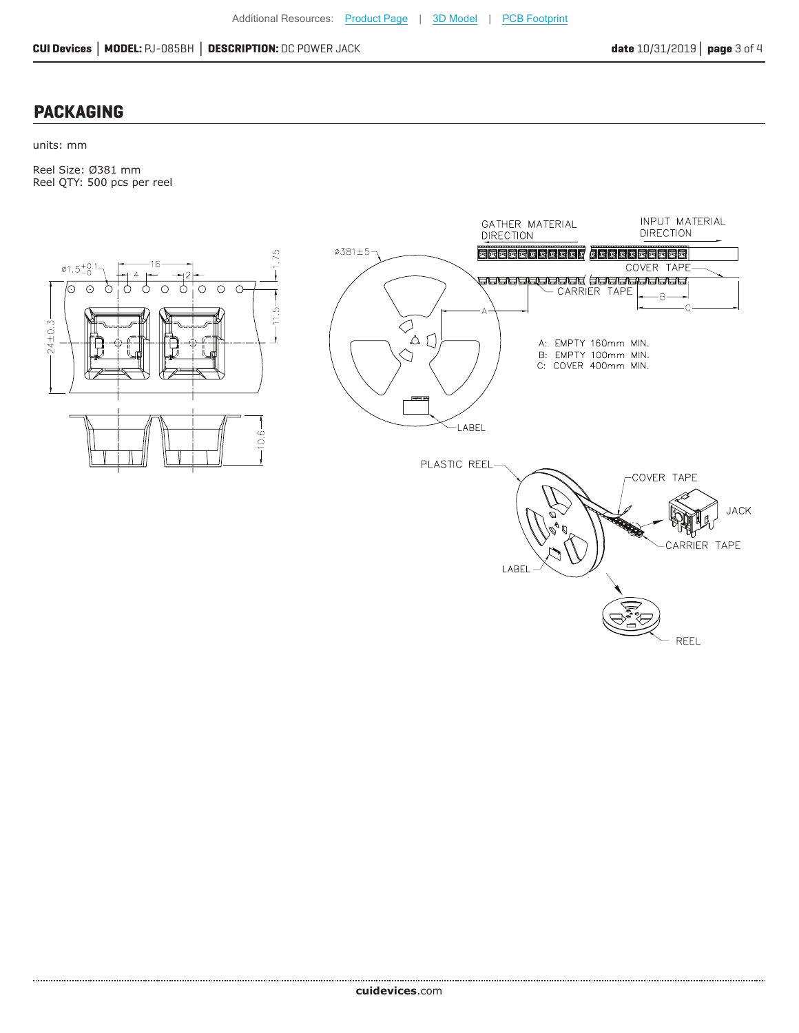## PACKAGING

units: mm

Reel Size: Ø381 mm
Reel QTY: 500 pcs per reel

GATHER MATERIAL DIRECTION

INPUT MATERIAL DIRECTION

COVER TAPE

CARRIER TAPE

A: EMPTY 160mm MIN.
B: EMPTY 100mm MIN.
C: COVER 400mm MIN.

LABEL

PLASTIC REEL

JACK

REEL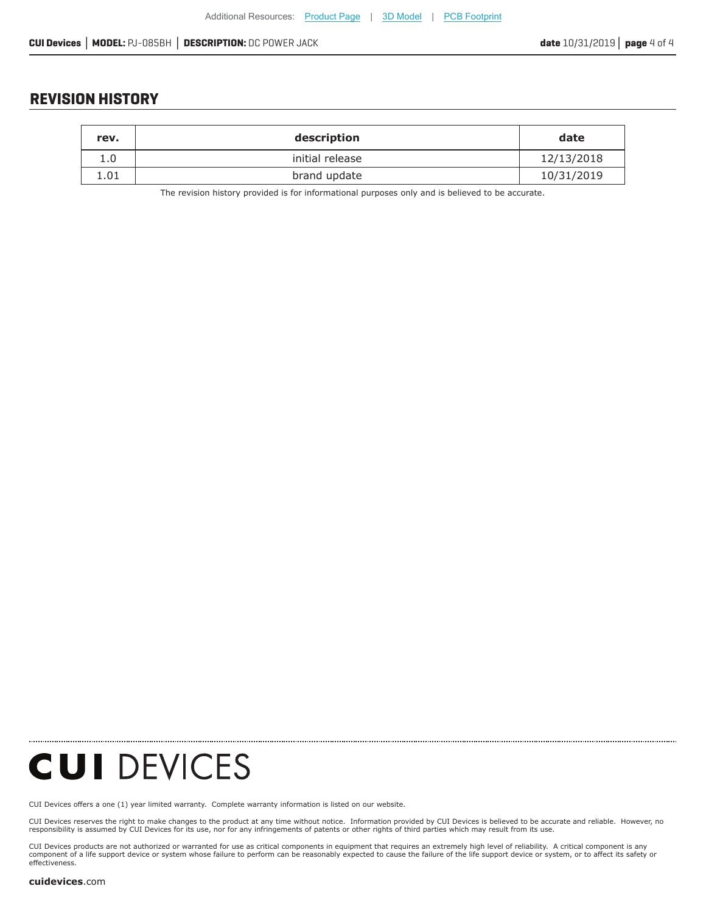## REVISION HISTORY

| rev. | description | date |
|---|---|---|
| 1.0 | initial release | 12/13/2018 |
| 1.01 | brand update | 10/31/2019 |

The revision history provided is for informational purposes only and is believed to be accurate.

**CUI** DEVICES

CUI Devices offers a one (1) year limited warranty. Complete warranty information is listed on our website.

CUI Devices reserves the right to make changes to the product at any time without notice. Information provided by CUI Devices is believed to be accurate and reliable. However, no responsibility is assumed by CUI Devices for its use, nor for any infringements of patents or other rights of third parties which may result from its use.

CUI Devices products are not authorized or warranted for use as critical components in equipment that requires an extremely high level of reliability. A critical component is any component of a life support device or system whose failure to perform can be reasonably expected to cause the failure of the life support device or system, or to affect its safety or effectiveness.

**cuidevices**.com